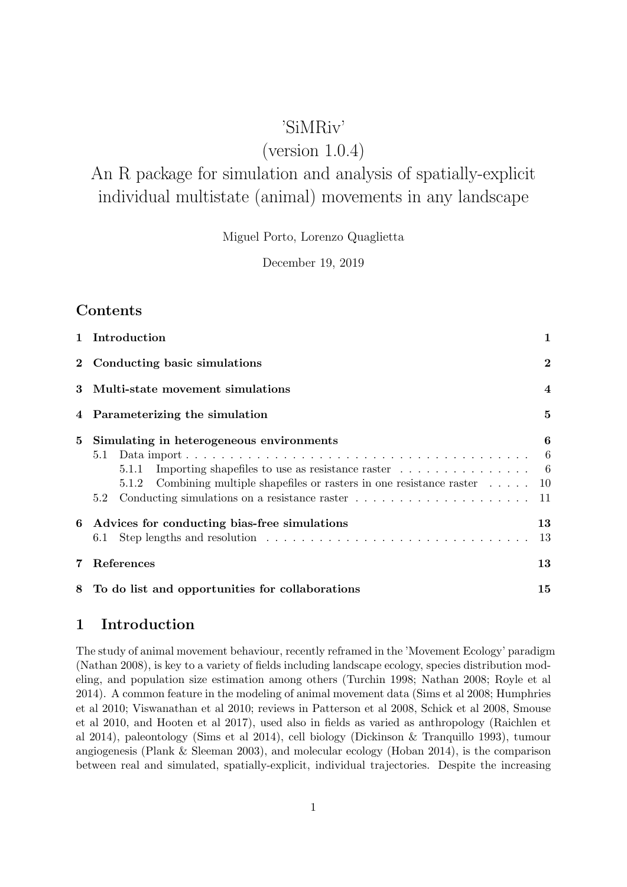# 'SiMRiv' (version 1.0.4) An R package for simulation and analysis of spatially-explicit individual multistate (animal) movements in any landscape

Miguel Porto, Lorenzo Quaglietta

December 19, 2019

## Contents

1 Introduction 1

2 Conducting basic simulations 2

3 Multi-state movement simulations 4

4 Parameterizing the simulation 5

5 Simulating in heterogeneous environments 6
- 5.1 Data import 6
  - 5.1.1 Importing shapefiles to use as resistance raster 6
  - 5.1.2 Combining multiple shapefiles or rasters in one resistance raster 10
- 5.2 Conducting simulations on a resistance raster 11

6 Advices for conducting bias-free simulations 13
- 6.1 Step lengths and resolution 13

7 References 13

8 To do list and opportunities for collaborations 15

## 1 Introduction

The study of animal movement behaviour, recently reframed in the 'Movement Ecology' paradigm (Nathan 2008), is key to a variety of fields including landscape ecology, species distribution modeling, and population size estimation among others (Turchin 1998; Nathan 2008; Royle et al 2014). A common feature in the modeling of animal movement data (Sims et al 2008; Humphries et al 2010; Viswanathan et al 2010; reviews in Patterson et al 2008, Schick et al 2008, Smouse et al 2010, and Hooten et al 2017), used also in fields as varied as anthropology (Raichlen et al 2014), paleontology (Sims et al 2014), cell biology (Dickinson & Tranquillo 1993), tumour angiogenesis (Plank & Sleeman 2003), and molecular ecology (Hoban 2014), is the comparison between real and simulated, spatially-explicit, individual trajectories. Despite the increasing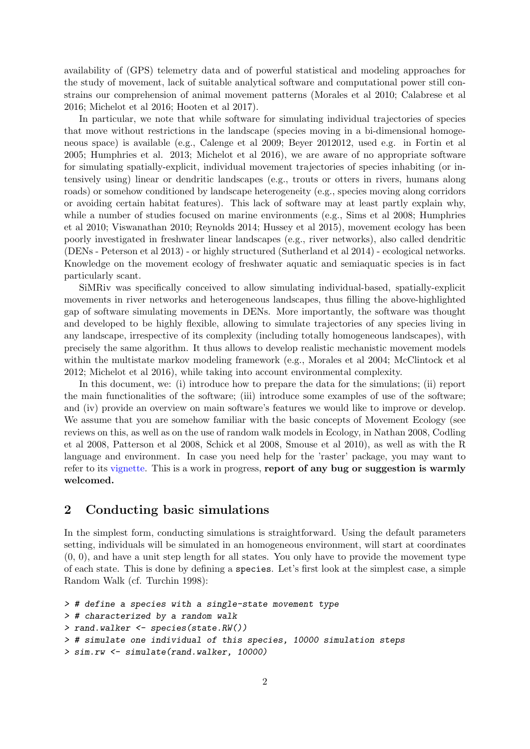availability of (GPS) telemetry data and of powerful statistical and modeling approaches for the study of movement, lack of suitable analytical software and computational power still constrains our comprehension of animal movement patterns (Morales et al 2010; Calabrese et al 2016; Michelot et al 2016; Hooten et al 2017).

In particular, we note that while software for simulating individual trajectories of species that move without restrictions in the landscape (species moving in a bi-dimensional homogeneous space) is available (e.g., Calenge et al 2009; Beyer 2012012, used e.g. in Fortin et al 2005; Humphries et al. 2013; Michelot et al 2016), we are aware of no appropriate software for simulating spatially-explicit, individual movement trajectories of species inhabiting (or intensively using) linear or dendritic landscapes (e.g., trouts or otters in rivers, humans along roads) or somehow conditioned by landscape heterogeneity (e.g., species moving along corridors or avoiding certain habitat features). This lack of software may at least partly explain why, while a number of studies focused on marine environments (e.g., Sims et al 2008; Humphries et al 2010; Viswanathan 2010; Reynolds 2014; Hussey et al 2015), movement ecology has been poorly investigated in freshwater linear landscapes (e.g., river networks), also called dendritic (DENs - Peterson et al 2013) - or highly structured (Sutherland et al 2014) - ecological networks. Knowledge on the movement ecology of freshwater aquatic and semiaquatic species is in fact particularly scant.

SiMRiv was specifically conceived to allow simulating individual-based, spatially-explicit movements in river networks and heterogeneous landscapes, thus filling the above-highlighted gap of software simulating movements in DENs. More importantly, the software was thought and developed to be highly flexible, allowing to simulate trajectories of any species living in any landscape, irrespective of its complexity (including totally homogeneous landscapes), with precisely the same algorithm. It thus allows to develop realistic mechanistic movement models within the multistate markov modeling framework (e.g., Morales et al 2004; McClintock et al 2012; Michelot et al 2016), while taking into account environmental complexity.

In this document, we: (i) introduce how to prepare the data for the simulations; (ii) report the main functionalities of the software; (iii) introduce some examples of use of the software; and (iv) provide an overview on main software's features we would like to improve or develop. We assume that you are somehow familiar with the basic concepts of Movement Ecology (see reviews on this, as well as on the use of random walk models in Ecology, in Nathan 2008, Codling et al 2008, Patterson et al 2008, Schick et al 2008, Smouse et al 2010), as well as with the R language and environment. In case you need help for the 'raster' package, you may want to refer to its vignette. This is a work in progress, **report of any bug or suggestion is warmly welcomed.**

## 2 Conducting basic simulations

In the simplest form, conducting simulations is straightforward. Using the default parameters setting, individuals will be simulated in an homogeneous environment, will start at coordinates (0, 0), and have a unit step length for all states. You only have to provide the movement type of each state. This is done by defining a `species`. Let's first look at the simplest case, a simple Random Walk (cf. Turchin 1998):

```
> # define a species with a single-state movement type
> # characterized by a random walk
> rand.walker <- species(state.RW())
> # simulate one individual of this species, 10000 simulation steps
> sim.rw <- simulate(rand.walker, 10000)
```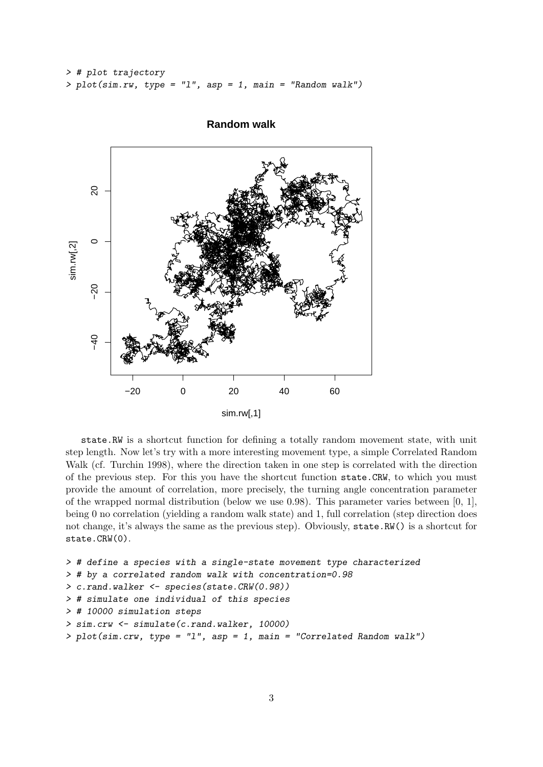```
> # plot trajectory
> plot(sim.rw, type = "l", asp = 1, main = "Random walk")
```

state.RW is a shortcut function for defining a totally random movement state, with unit step length. Now let's try with a more interesting movement type, a simple Correlated Random Walk (cf. Turchin 1998), where the direction taken in one step is correlated with the direction of the previous step. For this you have the shortcut function state.CRW, to which you must provide the amount of correlation, more precisely, the turning angle concentration parameter of the wrapped normal distribution (below we use 0.98). This parameter varies between [0, 1], being 0 no correlation (yielding a random walk state) and 1, full correlation (step direction does not change, it's always the same as the previous step). Obviously, state.RW() is a shortcut for state.CRW(0).

```
> # define a species with a single-state movement type characterized
> # by a correlated random walk with concentration=0.98
> c.rand.walker <- species(state.CRW(0.98))
> # simulate one individual of this species
> # 10000 simulation steps
> sim.crw <- simulate(c.rand.walker, 10000)
> plot(sim.crw, type = "l", asp = 1, main = "Correlated Random walk")
```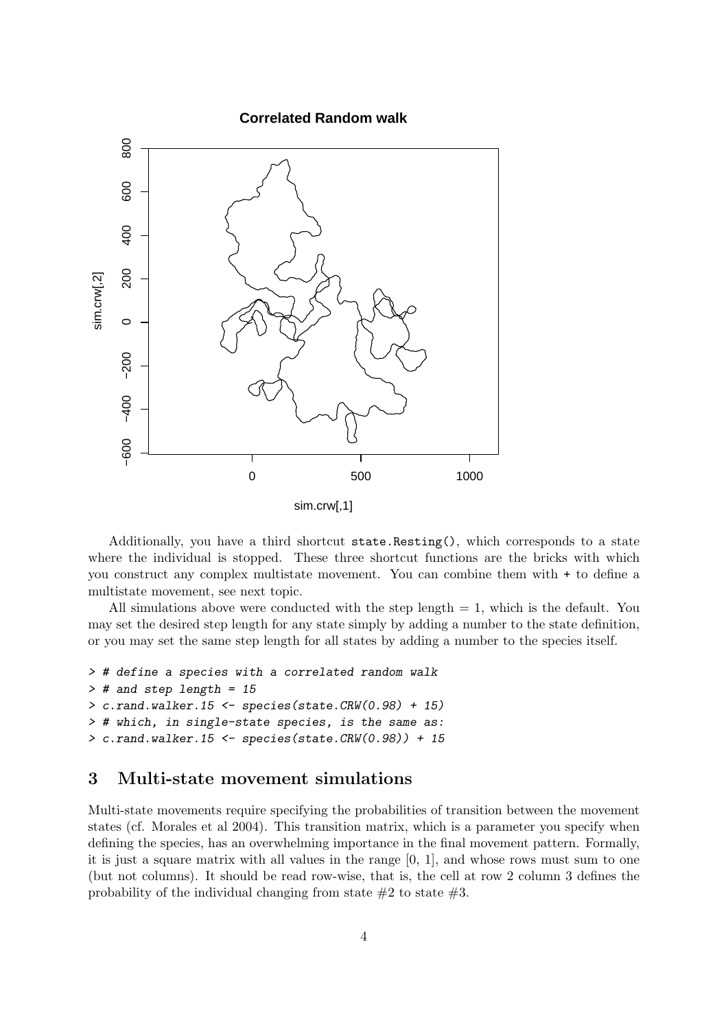Additionally, you have a third shortcut `state.Resting()`, which corresponds to a state where the individual is stopped. These three shortcut functions are the bricks with which you construct any complex multistate movement. You can combine them with `+` to define a multistate movement, see next topic.

All simulations above were conducted with the step length = 1, which is the default. You may set the desired step length for any state simply by adding a number to the state definition, or you may set the same step length for all states by adding a number to the species itself.

```
> # define a species with a correlated random walk
> # and step length = 15
> c.rand.walker.15 <- species(state.CRW(0.98) + 15)
> # which, in single-state species, is the same as:
> c.rand.walker.15 <- species(state.CRW(0.98)) + 15
```

## 3 Multi-state movement simulations

Multi-state movements require specifying the probabilities of transition between the movement states (cf. Morales et al 2004). This transition matrix, which is a parameter you specify when defining the species, has an overwhelming importance in the final movement pattern. Formally, it is just a square matrix with all values in the range [0, 1], and whose rows must sum to one (but not columns). It should be read row-wise, that is, the cell at row 2 column 3 defines the probability of the individual changing from state #2 to state #3.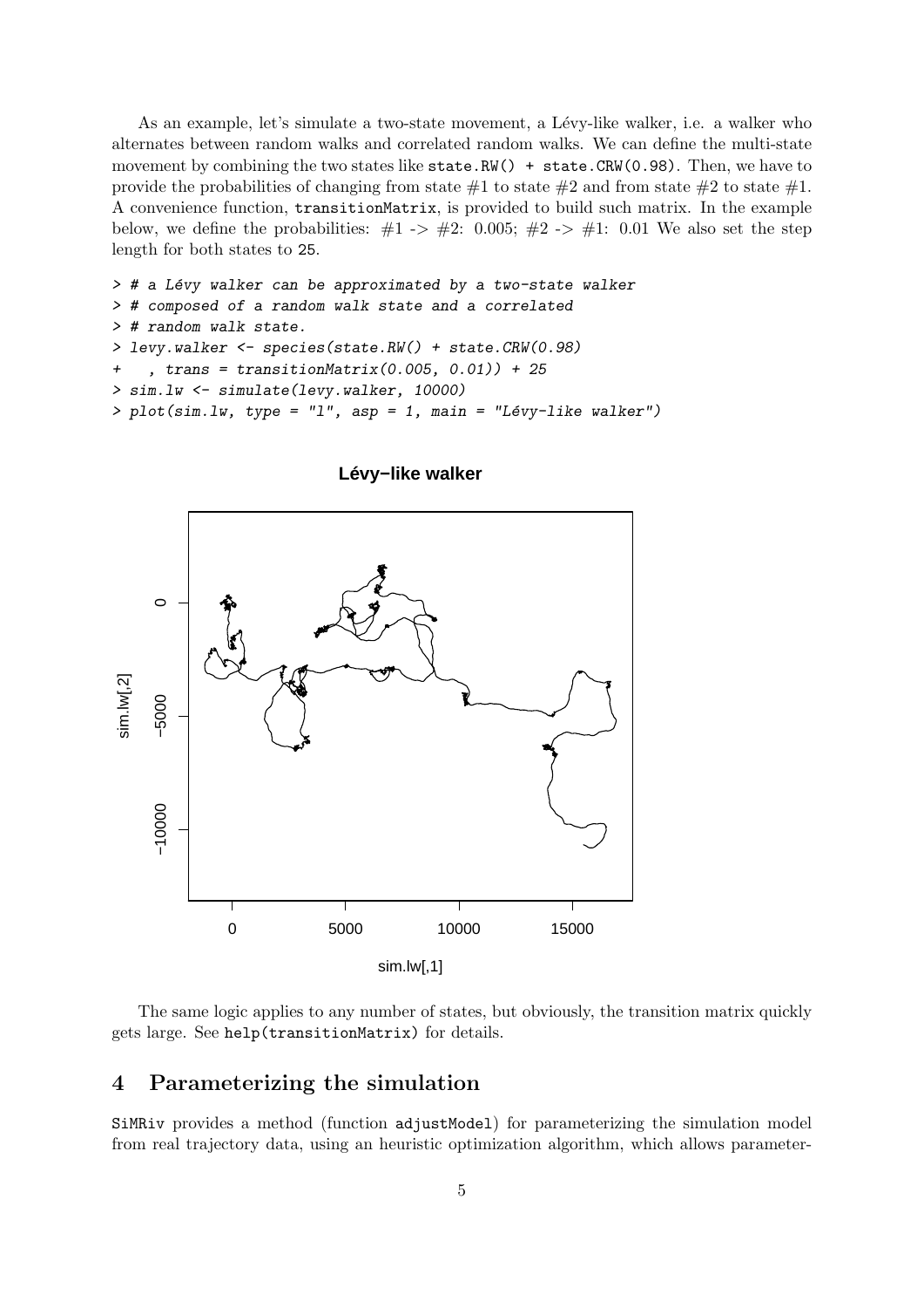As an example, let's simulate a two-state movement, a Lévy-like walker, i.e. a walker who alternates between random walks and correlated random walks. We can define the multi-state movement by combining the two states like `state.RW() + state.CRW(0.98)`. Then, we have to provide the probabilities of changing from state #1 to state #2 and from state #2 to state #1. A convenience function, `transitionMatrix`, is provided to build such matrix. In the example below, we define the probabilities: #1 -> #2: 0.005; #2 -> #1: 0.01 We also set the step length for both states to 25.

```
> # a Lévy walker can be approximated by a two-state walker
> # composed of a random walk state and a correlated
> # random walk state.
> levy.walker <- species(state.RW() + state.CRW(0.98)
+   , trans = transitionMatrix(0.005, 0.01)) + 25
> sim.lw <- simulate(levy.walker, 10000)
> plot(sim.lw, type = "l", asp = 1, main = "Lévy-like walker")
```

The same logic applies to any number of states, but obviously, the transition matrix quickly gets large. See `help(transitionMatrix)` for details.

## 4 Parameterizing the simulation

`SiMRiv` provides a method (function `adjustModel`) for parameterizing the simulation model from real trajectory data, using an heuristic optimization algorithm, which allows parameter-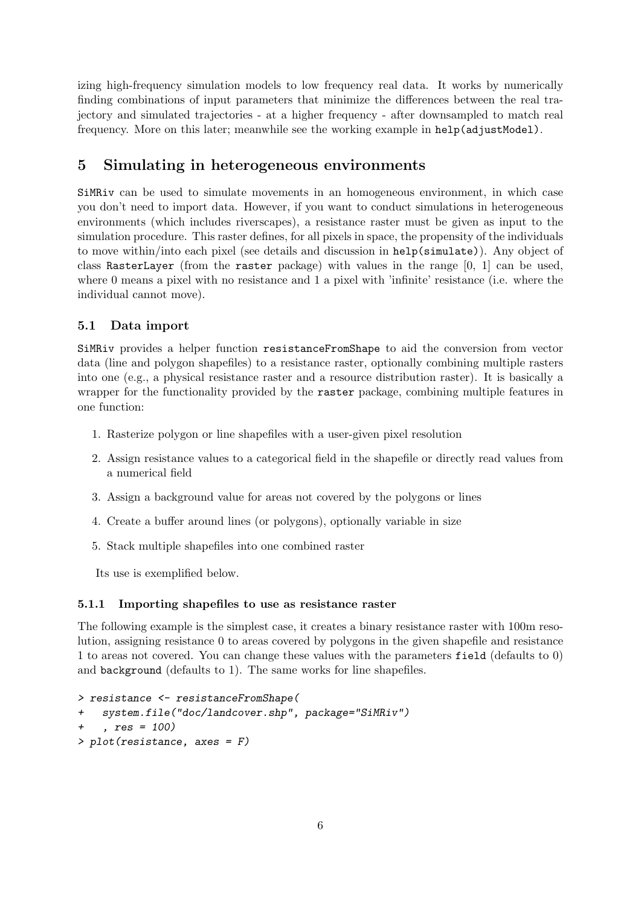izing high-frequency simulation models to low frequency real data. It works by numerically finding combinations of input parameters that minimize the differences between the real trajectory and simulated trajectories - at a higher frequency - after downsampled to match real frequency. More on this later; meanwhile see the working example in `help(adjustModel)`.

## 5 Simulating in heterogeneous environments

`SiMRiv` can be used to simulate movements in an homogeneous environment, in which case you don't need to import data. However, if you want to conduct simulations in heterogeneous environments (which includes riverscapes), a resistance raster must be given as input to the simulation procedure. This raster defines, for all pixels in space, the propensity of the individuals to move within/into each pixel (see details and discussion in `help(simulate)`). Any object of class `RasterLayer` (from the `raster` package) with values in the range [0, 1] can be used, where 0 means a pixel with no resistance and 1 a pixel with 'infinite' resistance (i.e. where the individual cannot move).

### 5.1 Data import

`SiMRiv` provides a helper function `resistanceFromShape` to aid the conversion from vector data (line and polygon shapefiles) to a resistance raster, optionally combining multiple rasters into one (e.g., a physical resistance raster and a resource distribution raster). It is basically a wrapper for the functionality provided by the `raster` package, combining multiple features in one function:

1. Rasterize polygon or line shapefiles with a user-given pixel resolution
2. Assign resistance values to a categorical field in the shapefile or directly read values from a numerical field
3. Assign a background value for areas not covered by the polygons or lines
4. Create a buffer around lines (or polygons), optionally variable in size
5. Stack multiple shapefiles into one combined raster

Its use is exemplified below.

#### 5.1.1 Importing shapefiles to use as resistance raster

The following example is the simplest case, it creates a binary resistance raster with 100m resolution, assigning resistance 0 to areas covered by polygons in the given shapefile and resistance 1 to areas not covered. You can change these values with the parameters `field` (defaults to 0) and `background` (defaults to 1). The same works for line shapefiles.

```
> resistance <- resistanceFromShape(
+   system.file("doc/landcover.shp", package="SiMRiv")
+   , res = 100)
> plot(resistance, axes = F)
```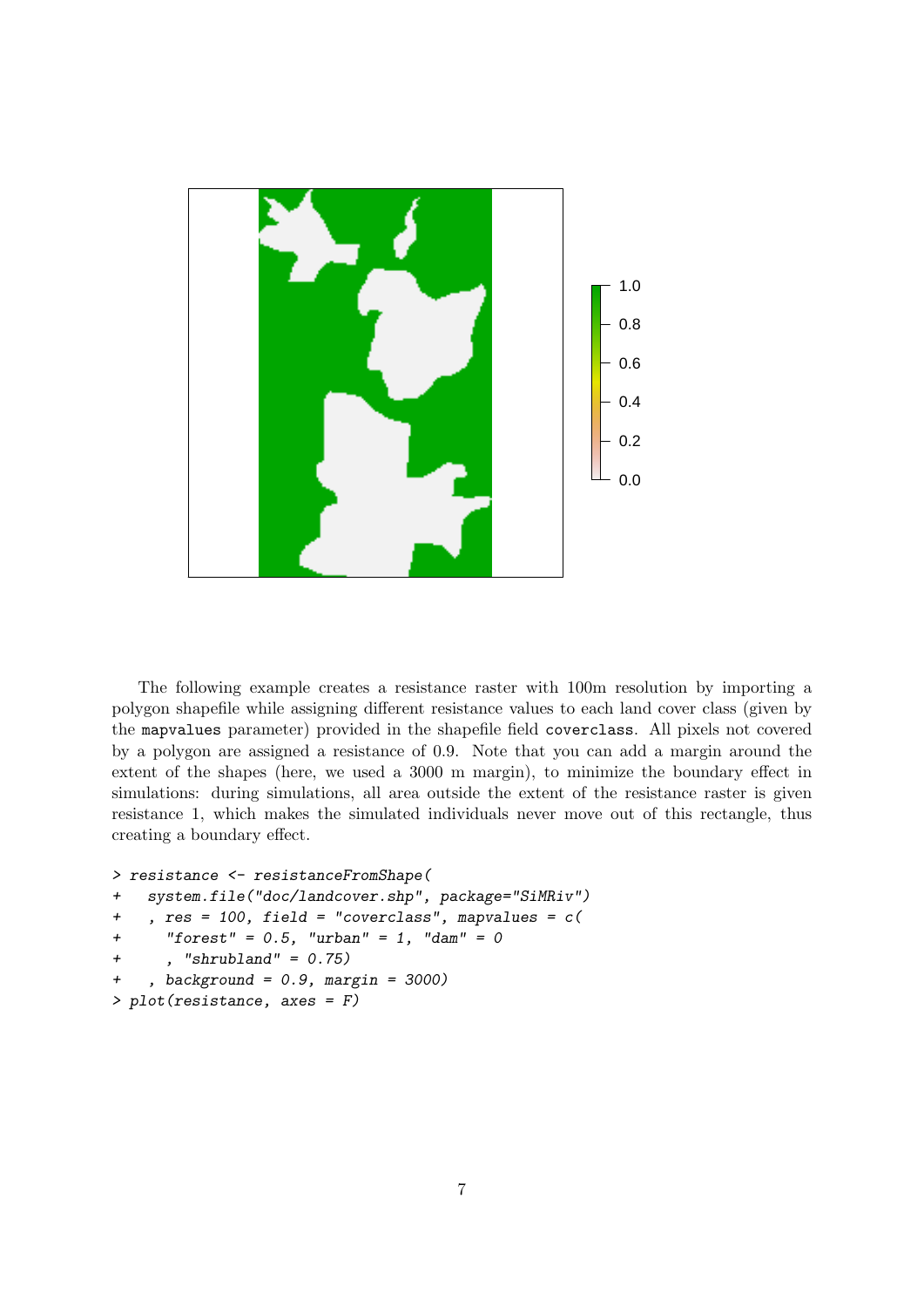The following example creates a resistance raster with 100m resolution by importing a polygon shapefile while assigning different resistance values to each land cover class (given by the `mapvalues` parameter) provided in the shapefile field `coverclass`. All pixels not covered by a polygon are assigned a resistance of 0.9. Note that you can add a margin around the extent of the shapes (here, we used a 3000 m margin), to minimize the boundary effect in simulations: during simulations, all area outside the extent of the resistance raster is given resistance 1, which makes the simulated individuals never move out of this rectangle, thus creating a boundary effect.

```
> resistance <- resistanceFromShape(
+   system.file("doc/landcover.shp", package="SiMRiv")
+   , res = 100, field = "coverclass", mapvalues = c(
+     "forest" = 0.5, "urban" = 1, "dam" = 0
+     , "shrubland" = 0.75)
+   , background = 0.9, margin = 3000)
> plot(resistance, axes = F)
```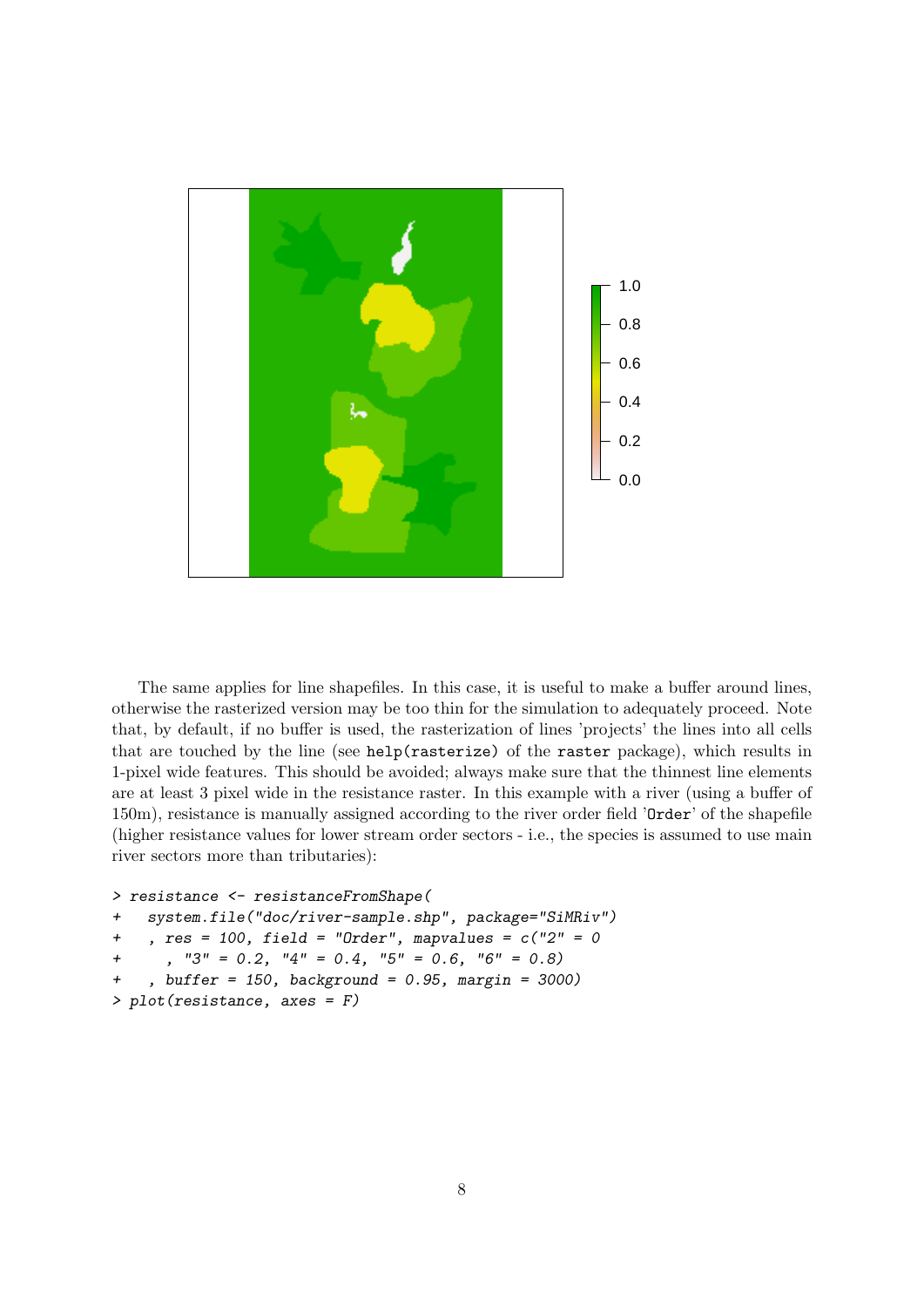The same applies for line shapefiles. In this case, it is useful to make a buffer around lines, otherwise the rasterized version may be too thin for the simulation to adequately proceed. Note that, by default, if no buffer is used, the rasterization of lines 'projects' the lines into all cells that are touched by the line (see `help(rasterize)` of the `raster` package), which results in 1-pixel wide features. This should be avoided; always make sure that the thinnest line elements are at least 3 pixel wide in the resistance raster. In this example with a river (using a buffer of 150m), resistance is manually assigned according to the river order field '`Order`' of the shapefile (higher resistance values for lower stream order sectors - i.e., the species is assumed to use main river sectors more than tributaries):

```
> resistance <- resistanceFromShape(
+   system.file("doc/river-sample.shp", package="SiMRiv")
+   , res = 100, field = "Order", mapvalues = c("2" = 0
+     , "3" = 0.2, "4" = 0.4, "5" = 0.6, "6" = 0.8)
+   , buffer = 150, background = 0.95, margin = 3000)
> plot(resistance, axes = F)
```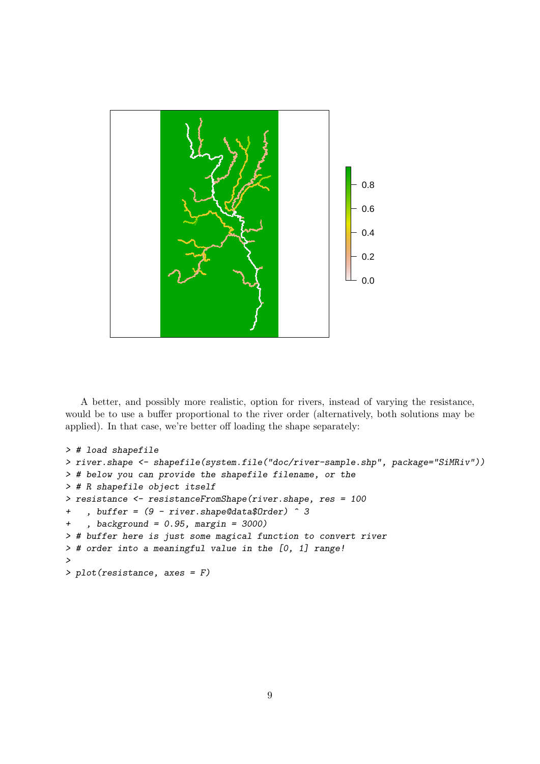A better, and possibly more realistic, option for rivers, instead of varying the resistance, would be to use a buffer proportional to the river order (alternatively, both solutions may be applied). In that case, we're better off loading the shape separately:

```
> # load shapefile
> river.shape <- shapefile(system.file("doc/river-sample.shp", package="SiMRiv"))
> # below you can provide the shapefile filename, or the
> # R shapefile object itself
> resistance <- resistanceFromShape(river.shape, res = 100
+   , buffer = (9 - river.shape@data$Order) ^ 3
+   , background = 0.95, margin = 3000)
> # buffer here is just some magical function to convert river
> # order into a meaningful value in the [0, 1] range!
>
> plot(resistance, axes = F)
```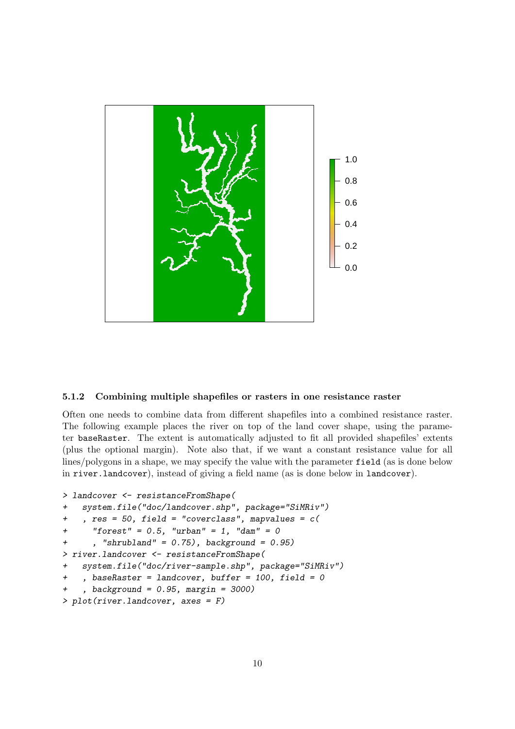### 5.1.2 Combining multiple shapefiles or rasters in one resistance raster

Often one needs to combine data from different shapefiles into a combined resistance raster. The following example places the river on top of the land cover shape, using the parameter `baseRaster`. The extent is automatically adjusted to fit all provided shapefiles' extents (plus the optional margin). Note also that, if we want a constant resistance value for all lines/polygons in a shape, we may specify the value with the parameter `field` (as is done below in `river.landcover`), instead of giving a field name (as is done below in `landcover`).

```
> landcover <- resistanceFromShape(
+   system.file("doc/landcover.shp", package="SiMRiv")
+   , res = 50, field = "coverclass", mapvalues = c(
+     "forest" = 0.5, "urban" = 1, "dam" = 0
+     , "shrubland" = 0.75), background = 0.95)
> river.landcover <- resistanceFromShape(
+   system.file("doc/river-sample.shp", package="SiMRiv")
+   , baseRaster = landcover, buffer = 100, field = 0
+   , background = 0.95, margin = 3000)
> plot(river.landcover, axes = F)
```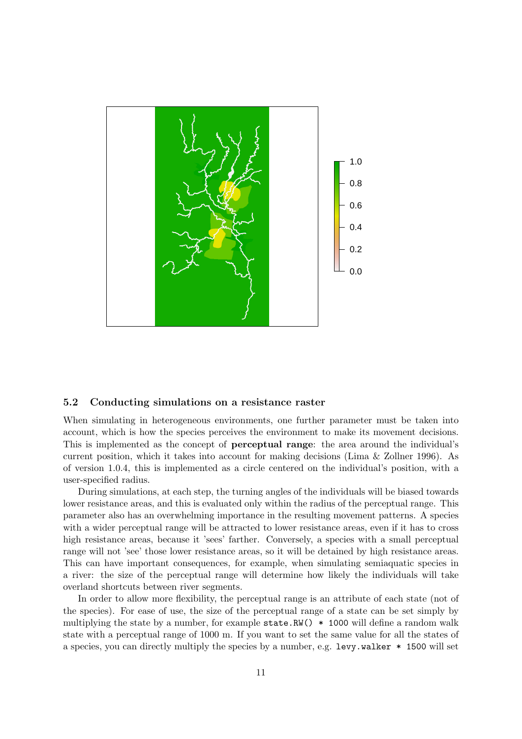### 5.2 Conducting simulations on a resistance raster

When simulating in heterogeneous environments, one further parameter must be taken into account, which is how the species perceives the environment to make its movement decisions. This is implemented as the concept of **perceptual range**: the area around the individual's current position, which it takes into account for making decisions (Lima & Zollner 1996). As of version 1.0.4, this is implemented as a circle centered on the individual's position, with a user-specified radius.

During simulations, at each step, the turning angles of the individuals will be biased towards lower resistance areas, and this is evaluated only within the radius of the perceptual range. This parameter also has an overwhelming importance in the resulting movement patterns. A species with a wider perceptual range will be attracted to lower resistance areas, even if it has to cross high resistance areas, because it 'sees' farther. Conversely, a species with a small perceptual range will not 'see' those lower resistance areas, so it will be detained by high resistance areas. This can have important consequences, for example, when simulating semiaquatic species in a river: the size of the perceptual range will determine how likely the individuals will take overland shortcuts between river segments.

In order to allow more flexibility, the perceptual range is an attribute of each state (not of the species). For ease of use, the size of the perceptual range of a state can be set simply by multiplying the state by a number, for example `state.RW() * 1000` will define a random walk state with a perceptual range of 1000 m. If you want to set the same value for all the states of a species, you can directly multiply the species by a number, e.g. `levy.walker * 1500` will set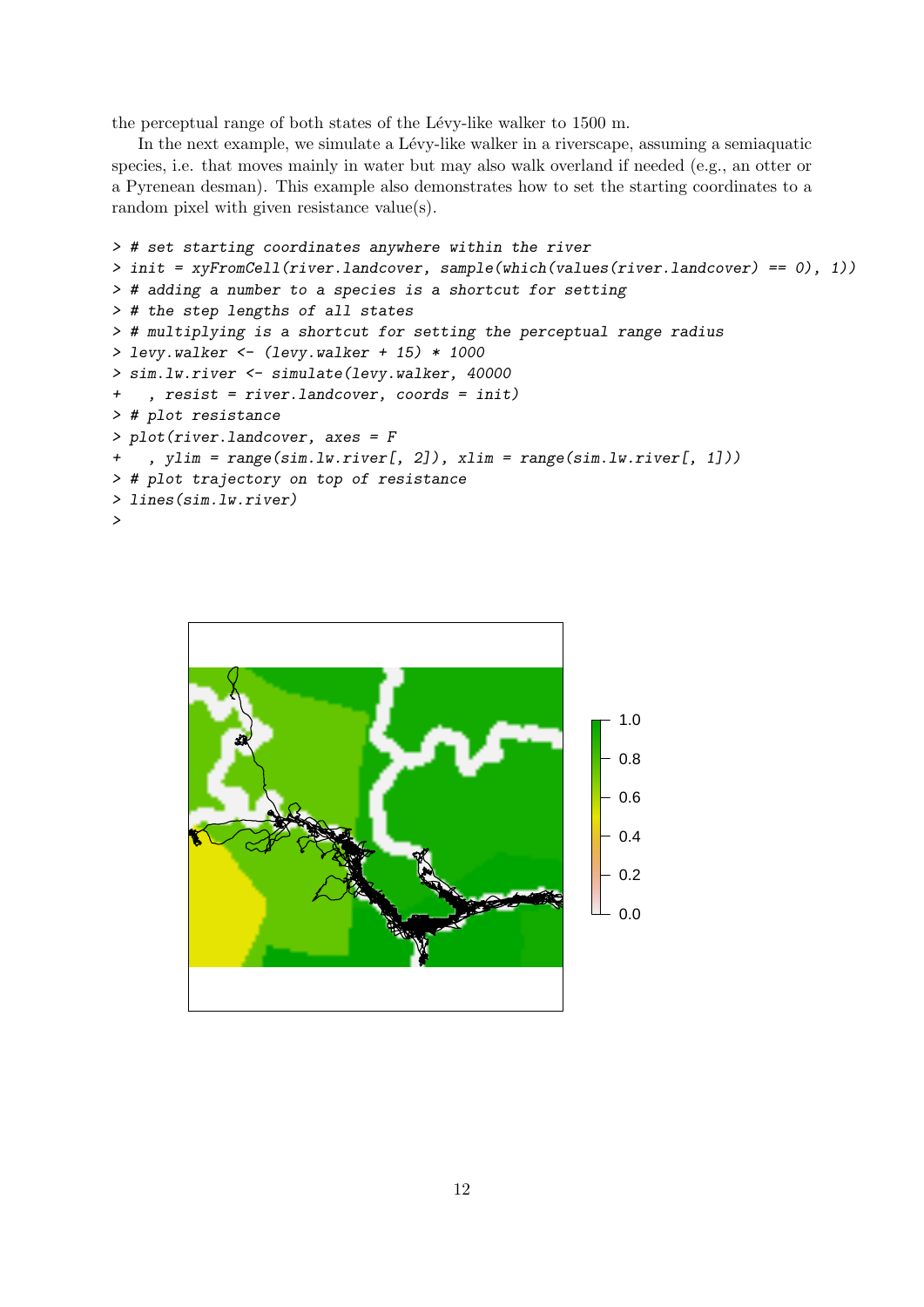the perceptual range of both states of the Lévy-like walker to 1500 m.

In the next example, we simulate a Lévy-like walker in a riverscape, assuming a semiaquatic species, i.e. that moves mainly in water but may also walk overland if needed (e.g., an otter or a Pyrenean desman). This example also demonstrates how to set the starting coordinates to a random pixel with given resistance value(s).

```
> # set starting coordinates anywhere within the river
> init = xyFromCell(river.landcover, sample(which(values(river.landcover) == 0), 1))
> # adding a number to a species is a shortcut for setting
> # the step lengths of all states
> # multiplying is a shortcut for setting the perceptual range radius
> levy.walker <- (levy.walker + 15) * 1000
> sim.lw.river <- simulate(levy.walker, 40000
+   , resist = river.landcover, coords = init)
> # plot resistance
> plot(river.landcover, axes = F
+   , ylim = range(sim.lw.river[, 2]), xlim = range(sim.lw.river[, 1]))
> # plot trajectory on top of resistance
> lines(sim.lw.river)
>
```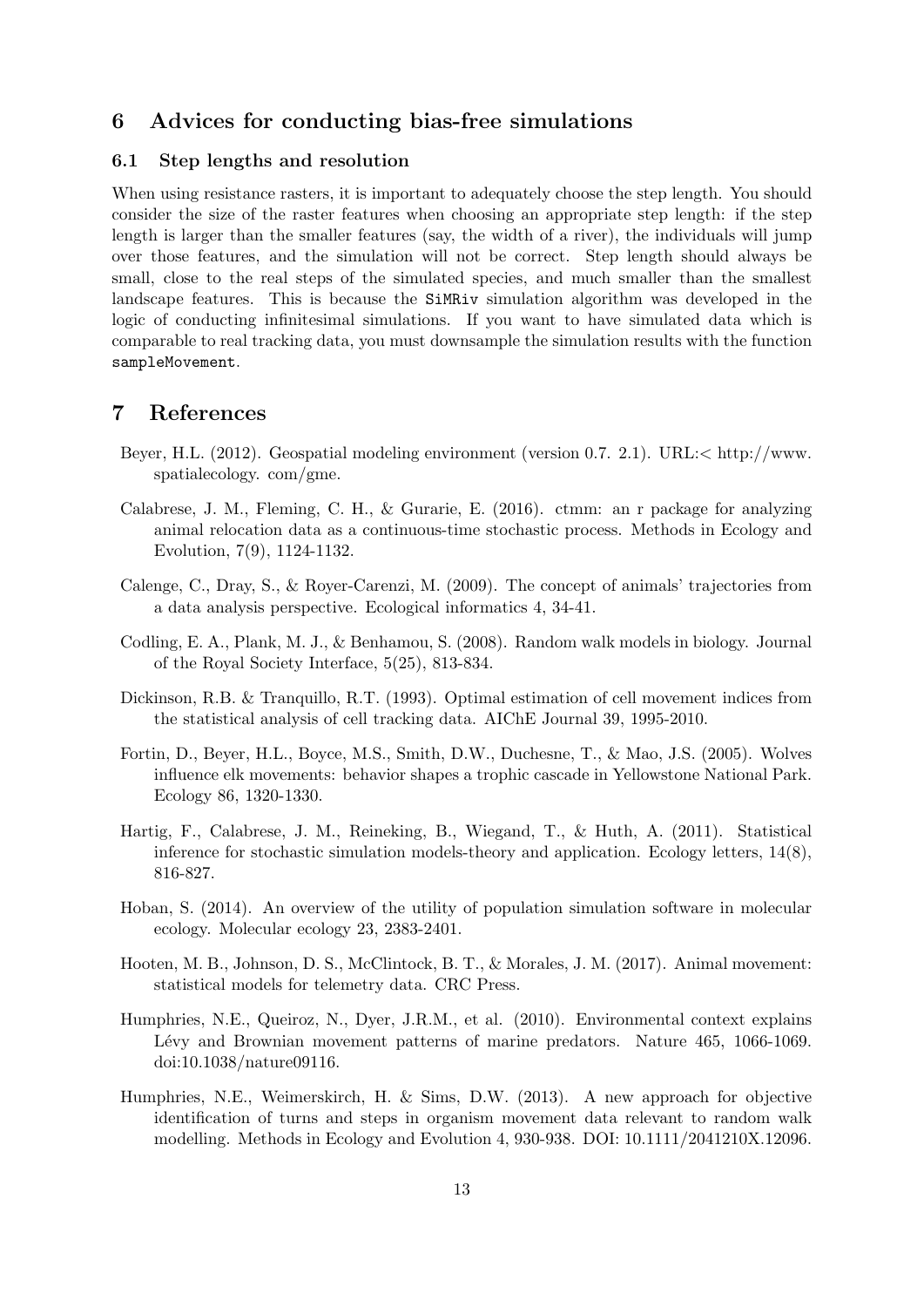## 6 Advices for conducting bias-free simulations

### 6.1 Step lengths and resolution

When using resistance rasters, it is important to adequately choose the step length. You should consider the size of the raster features when choosing an appropriate step length: if the step length is larger than the smaller features (say, the width of a river), the individuals will jump over those features, and the simulation will not be correct. Step length should always be small, close to the real steps of the simulated species, and much smaller than the smallest landscape features. This is because the `SiMRiv` simulation algorithm was developed in the logic of conducting infinitesimal simulations. If you want to have simulated data which is comparable to real tracking data, you must downsample the simulation results with the function `sampleMovement`.

## 7 References

Beyer, H.L. (2012). Geospatial modeling environment (version 0.7. 2.1). URL:< http://www.spatialecology. com/gme.

Calabrese, J. M., Fleming, C. H., & Gurarie, E. (2016). ctmm: an r package for analyzing animal relocation data as a continuous-time stochastic process. Methods in Ecology and Evolution, 7(9), 1124-1132.

Calenge, C., Dray, S., & Royer-Carenzi, M. (2009). The concept of animals' trajectories from a data analysis perspective. Ecological informatics 4, 34-41.

Codling, E. A., Plank, M. J., & Benhamou, S. (2008). Random walk models in biology. Journal of the Royal Society Interface, 5(25), 813-834.

Dickinson, R.B. & Tranquillo, R.T. (1993). Optimal estimation of cell movement indices from the statistical analysis of cell tracking data. AIChE Journal 39, 1995-2010.

Fortin, D., Beyer, H.L., Boyce, M.S., Smith, D.W., Duchesne, T., & Mao, J.S. (2005). Wolves influence elk movements: behavior shapes a trophic cascade in Yellowstone National Park. Ecology 86, 1320-1330.

Hartig, F., Calabrese, J. M., Reineking, B., Wiegand, T., & Huth, A. (2011). Statistical inference for stochastic simulation models-theory and application. Ecology letters, 14(8), 816-827.

Hoban, S. (2014). An overview of the utility of population simulation software in molecular ecology. Molecular ecology 23, 2383-2401.

Hooten, M. B., Johnson, D. S., McClintock, B. T., & Morales, J. M. (2017). Animal movement: statistical models for telemetry data. CRC Press.

Humphries, N.E., Queiroz, N., Dyer, J.R.M., et al. (2010). Environmental context explains Lévy and Brownian movement patterns of marine predators. Nature 465, 1066-1069. doi:10.1038/nature09116.

Humphries, N.E., Weimerskirch, H. & Sims, D.W. (2013). A new approach for objective identification of turns and steps in organism movement data relevant to random walk modelling. Methods in Ecology and Evolution 4, 930-938. DOI: 10.1111/2041210X.12096.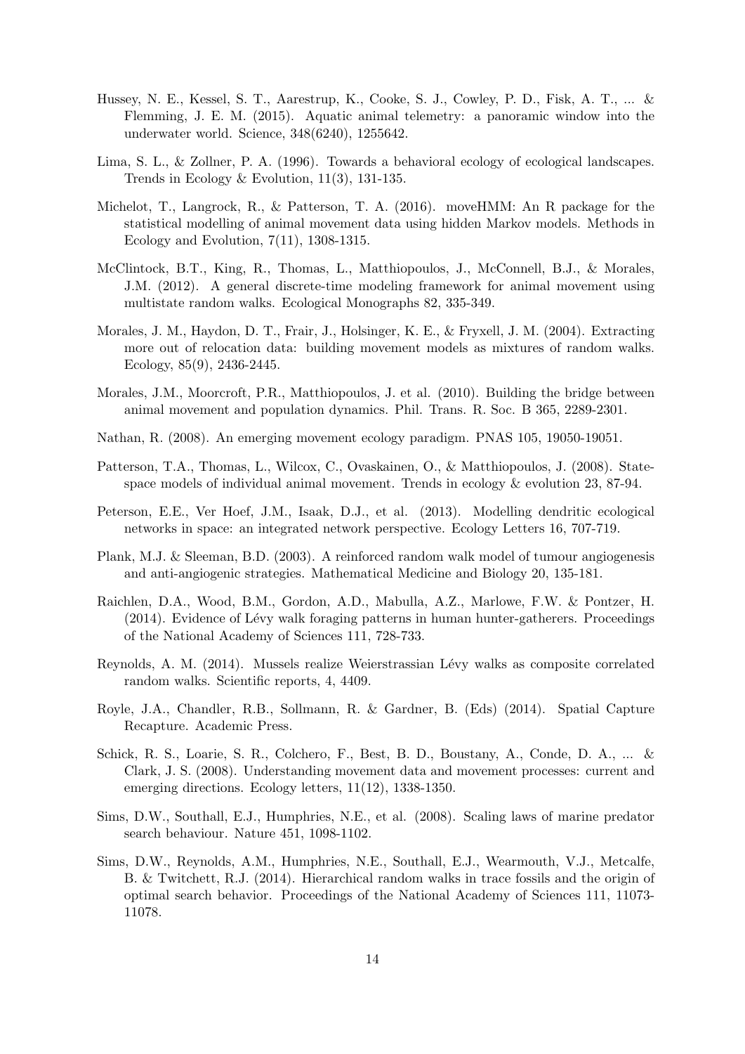Hussey, N. E., Kessel, S. T., Aarestrup, K., Cooke, S. J., Cowley, P. D., Fisk, A. T., ... & Flemming, J. E. M. (2015). Aquatic animal telemetry: a panoramic window into the underwater world. Science, 348(6240), 1255642.

Lima, S. L., & Zollner, P. A. (1996). Towards a behavioral ecology of ecological landscapes. Trends in Ecology & Evolution, 11(3), 131-135.

Michelot, T., Langrock, R., & Patterson, T. A. (2016). moveHMM: An R package for the statistical modelling of animal movement data using hidden Markov models. Methods in Ecology and Evolution, 7(11), 1308-1315.

McClintock, B.T., King, R., Thomas, L., Matthiopoulos, J., McConnell, B.J., & Morales, J.M. (2012). A general discrete-time modeling framework for animal movement using multistate random walks. Ecological Monographs 82, 335-349.

Morales, J. M., Haydon, D. T., Frair, J., Holsinger, K. E., & Fryxell, J. M. (2004). Extracting more out of relocation data: building movement models as mixtures of random walks. Ecology, 85(9), 2436-2445.

Morales, J.M., Moorcroft, P.R., Matthiopoulos, J. et al. (2010). Building the bridge between animal movement and population dynamics. Phil. Trans. R. Soc. B 365, 2289-2301.

Nathan, R. (2008). An emerging movement ecology paradigm. PNAS 105, 19050-19051.

Patterson, T.A., Thomas, L., Wilcox, C., Ovaskainen, O., & Matthiopoulos, J. (2008). State-space models of individual animal movement. Trends in ecology & evolution 23, 87-94.

Peterson, E.E., Ver Hoef, J.M., Isaak, D.J., et al. (2013). Modelling dendritic ecological networks in space: an integrated network perspective. Ecology Letters 16, 707-719.

Plank, M.J. & Sleeman, B.D. (2003). A reinforced random walk model of tumour angiogenesis and anti-angiogenic strategies. Mathematical Medicine and Biology 20, 135-181.

Raichlen, D.A., Wood, B.M., Gordon, A.D., Mabulla, A.Z., Marlowe, F.W. & Pontzer, H. (2014). Evidence of Lévy walk foraging patterns in human hunter-gatherers. Proceedings of the National Academy of Sciences 111, 728-733.

Reynolds, A. M. (2014). Mussels realize Weierstrassian Lévy walks as composite correlated random walks. Scientific reports, 4, 4409.

Royle, J.A., Chandler, R.B., Sollmann, R. & Gardner, B. (Eds) (2014). Spatial Capture Recapture. Academic Press.

Schick, R. S., Loarie, S. R., Colchero, F., Best, B. D., Boustany, A., Conde, D. A., ... & Clark, J. S. (2008). Understanding movement data and movement processes: current and emerging directions. Ecology letters, 11(12), 1338-1350.

Sims, D.W., Southall, E.J., Humphries, N.E., et al. (2008). Scaling laws of marine predator search behaviour. Nature 451, 1098-1102.

Sims, D.W., Reynolds, A.M., Humphries, N.E., Southall, E.J., Wearmouth, V.J., Metcalfe, B. & Twitchett, R.J. (2014). Hierarchical random walks in trace fossils and the origin of optimal search behavior. Proceedings of the National Academy of Sciences 111, 11073-11078.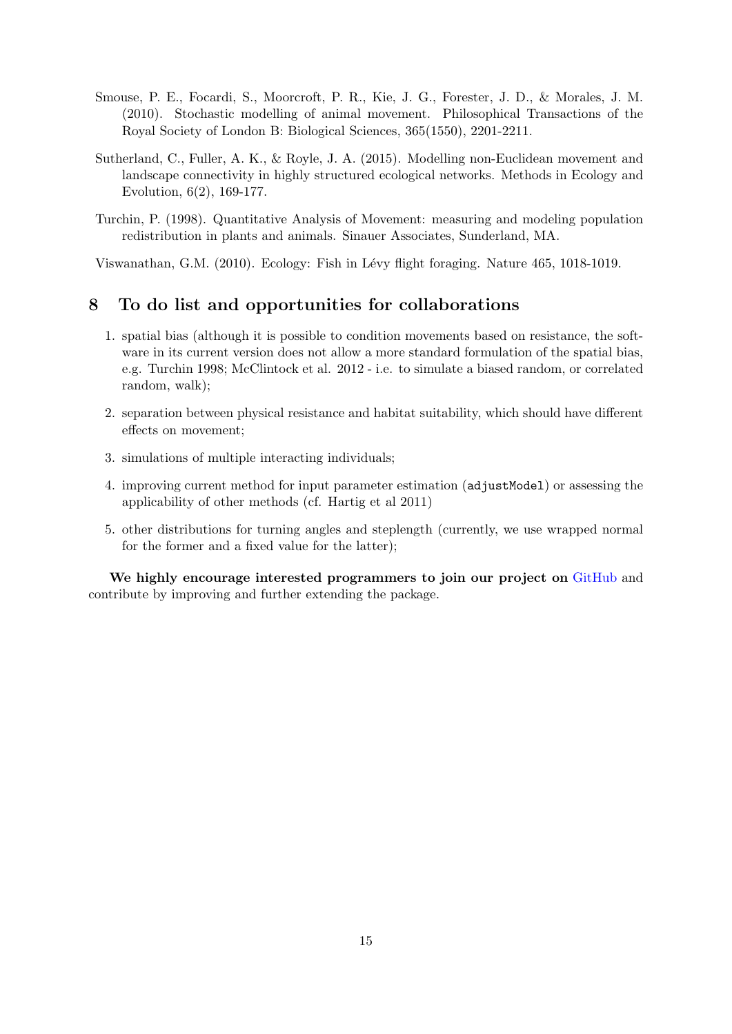Smouse, P. E., Focardi, S., Moorcroft, P. R., Kie, J. G., Forester, J. D., & Morales, J. M. (2010). Stochastic modelling of animal movement. Philosophical Transactions of the Royal Society of London B: Biological Sciences, 365(1550), 2201-2211.

Sutherland, C., Fuller, A. K., & Royle, J. A. (2015). Modelling non-Euclidean movement and landscape connectivity in highly structured ecological networks. Methods in Ecology and Evolution, 6(2), 169-177.

Turchin, P. (1998). Quantitative Analysis of Movement: measuring and modeling population redistribution in plants and animals. Sinauer Associates, Sunderland, MA.

Viswanathan, G.M. (2010). Ecology: Fish in Lévy flight foraging. Nature 465, 1018-1019.

## 8 To do list and opportunities for collaborations

1. spatial bias (although it is possible to condition movements based on resistance, the software in its current version does not allow a more standard formulation of the spatial bias, e.g. Turchin 1998; McClintock et al. 2012 - i.e. to simulate a biased random, or correlated random, walk);
2. separation between physical resistance and habitat suitability, which should have different effects on movement;
3. simulations of multiple interacting individuals;
4. improving current method for input parameter estimation (`adjustModel`) or assessing the applicability of other methods (cf. Hartig et al 2011)
5. other distributions for turning angles and steplength (currently, we use wrapped normal for the former and a fixed value for the latter);

**We highly encourage interested programmers to join our project on** GitHub and contribute by improving and further extending the package.